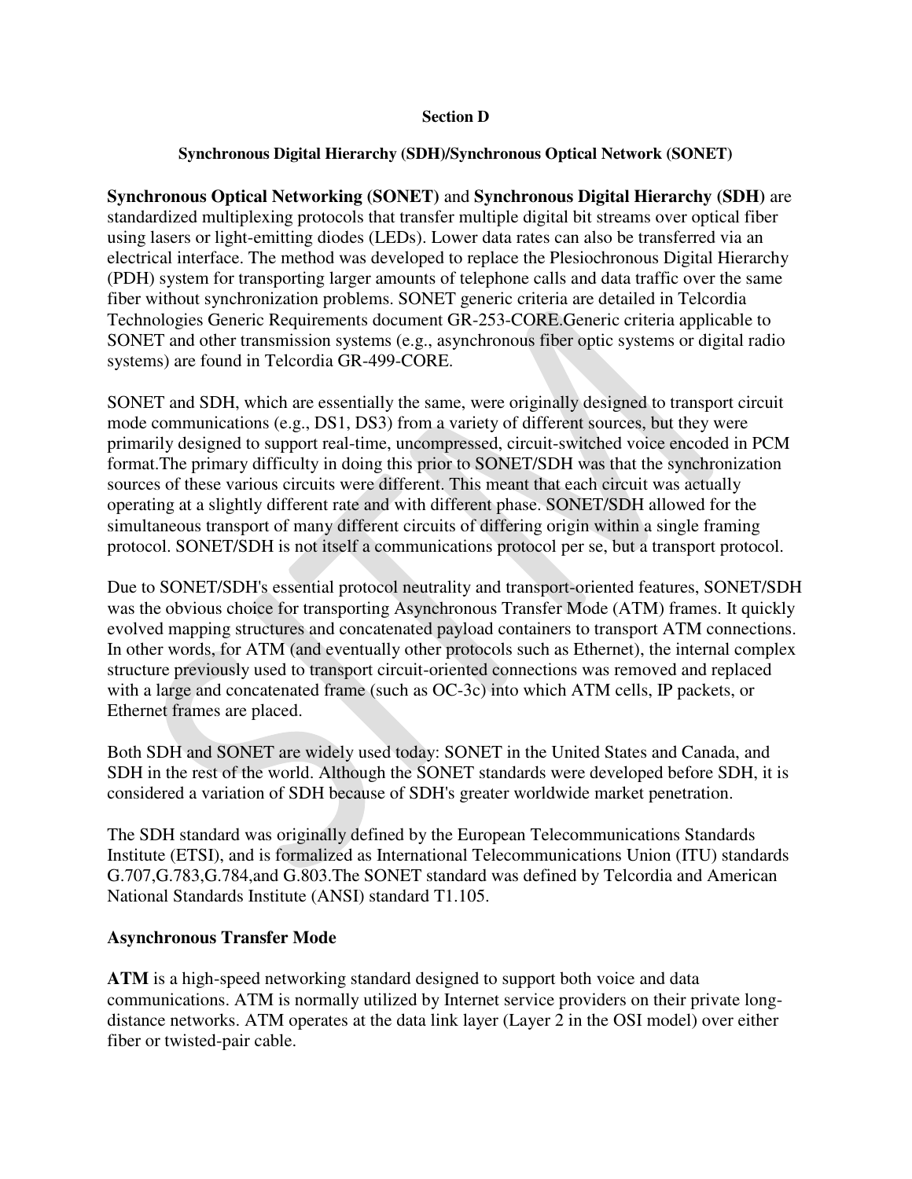**Section D**

**Synchronous Digital Hierarchy (SDH)/Synchronous Optical Network (SONET)**

**Synchronous Optical Networking (SONET)** and **Synchronous Digital Hierarchy (SDH)** are standardized multiplexing protocols that transfer multiple digital bit streams over optical fiber using lasers or light-emitting diodes (LEDs). Lower data rates can also be transferred via an electrical interface. The method was developed to replace the Plesiochronous Digital Hierarchy (PDH) system for transporting larger amounts of telephone calls and data traffic over the same fiber without synchronization problems. SONET generic criteria are detailed in Telcordia Technologies Generic Requirements document GR-253-CORE.Generic criteria applicable to SONET and other transmission systems (e.g., asynchronous fiber optic systems or digital radio systems) are found in Telcordia GR-499-CORE.

SONET and SDH, which are essentially the same, were originally designed to transport circuit mode communications (e.g., DS1, DS3) from a variety of different sources, but they were primarily designed to support real-time, uncompressed, circuit-switched voice encoded in PCM format.The primary difficulty in doing this prior to SONET/SDH was that the synchronization sources of these various circuits were different. This meant that each circuit was actually operating at a slightly different rate and with different phase. SONET/SDH allowed for the simultaneous transport of many different circuits of differing origin within a single framing protocol. SONET/SDH is not itself a communications protocol per se, but a transport protocol.

Due to SONET/SDH's essential protocol neutrality and transport-oriented features, SONET/SDH was the obvious choice for transporting Asynchronous Transfer Mode (ATM) frames. It quickly evolved mapping structures and concatenated payload containers to transport ATM connections. In other words, for ATM (and eventually other protocols such as Ethernet), the internal complex structure previously used to transport circuit-oriented connections was removed and replaced with a large and concatenated frame (such as OC-3c) into which ATM cells, IP packets, or Ethernet frames are placed.

Both SDH and SONET are widely used today: SONET in the United States and Canada, and SDH in the rest of the world. Although the SONET standards were developed before SDH, it is considered a variation of SDH because of SDH's greater worldwide market penetration.

The SDH standard was originally defined by the European Telecommunications Standards Institute (ETSI), and is formalized as International Telecommunications Union (ITU) standards G.707,G.783,G.784,and G.803.The SONET standard was defined by Telcordia and American National Standards Institute (ANSI) standard T1.105.

**Asynchronous Transfer Mode**

**ATM** is a high-speed networking standard designed to support both voice and data communications. ATM is normally utilized by Internet service providers on their private long-distance networks. ATM operates at the data link layer (Layer 2 in the OSI model) over either fiber or twisted-pair cable.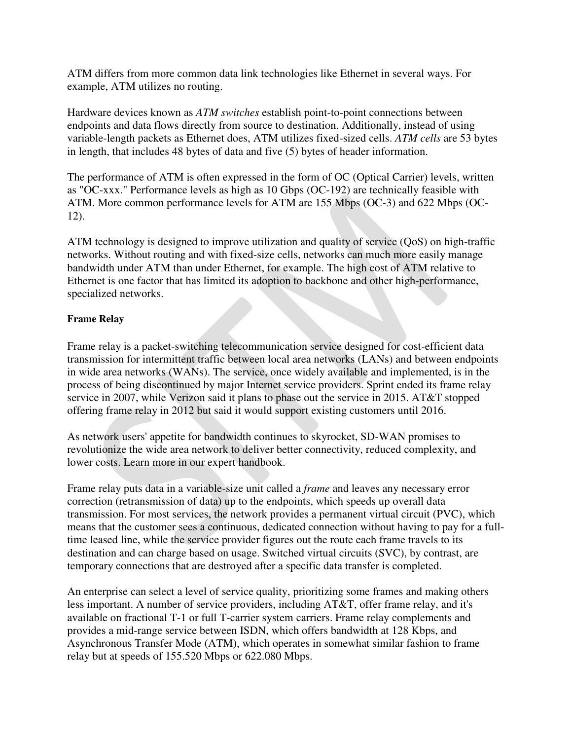ATM differs from more common data link technologies like Ethernet in several ways. For example, ATM utilizes no routing.

Hardware devices known as *ATM switches* establish point-to-point connections between endpoints and data flows directly from source to destination. Additionally, instead of using variable-length packets as Ethernet does, ATM utilizes fixed-sized cells. *ATM cells* are 53 bytes in length, that includes 48 bytes of data and five (5) bytes of header information.

The performance of ATM is often expressed in the form of OC (Optical Carrier) levels, written as "OC-xxx." Performance levels as high as 10 Gbps (OC-192) are technically feasible with ATM. More common performance levels for ATM are 155 Mbps (OC-3) and 622 Mbps (OC-12).

ATM technology is designed to improve utilization and quality of service (QoS) on high-traffic networks. Without routing and with fixed-size cells, networks can much more easily manage bandwidth under ATM than under Ethernet, for example. The high cost of ATM relative to Ethernet is one factor that has limited its adoption to backbone and other high-performance, specialized networks.

**Frame Relay**

Frame relay is a packet-switching telecommunication service designed for cost-efficient data transmission for intermittent traffic between local area networks (LANs) and between endpoints in wide area networks (WANs). The service, once widely available and implemented, is in the process of being discontinued by major Internet service providers. Sprint ended its frame relay service in 2007, while Verizon said it plans to phase out the service in 2015. AT&T stopped offering frame relay in 2012 but said it would support existing customers until 2016.

As network users' appetite for bandwidth continues to skyrocket, SD-WAN promises to revolutionize the wide area network to deliver better connectivity, reduced complexity, and lower costs. Learn more in our expert handbook.

Frame relay puts data in a variable-size unit called a *frame* and leaves any necessary error correction (retransmission of data) up to the endpoints, which speeds up overall data transmission. For most services, the network provides a permanent virtual circuit (PVC), which means that the customer sees a continuous, dedicated connection without having to pay for a full-time leased line, while the service provider figures out the route each frame travels to its destination and can charge based on usage. Switched virtual circuits (SVC), by contrast, are temporary connections that are destroyed after a specific data transfer is completed.

An enterprise can select a level of service quality, prioritizing some frames and making others less important. A number of service providers, including AT&T, offer frame relay, and it's available on fractional T-1 or full T-carrier system carriers. Frame relay complements and provides a mid-range service between ISDN, which offers bandwidth at 128 Kbps, and Asynchronous Transfer Mode (ATM), which operates in somewhat similar fashion to frame relay but at speeds of 155.520 Mbps or 622.080 Mbps.